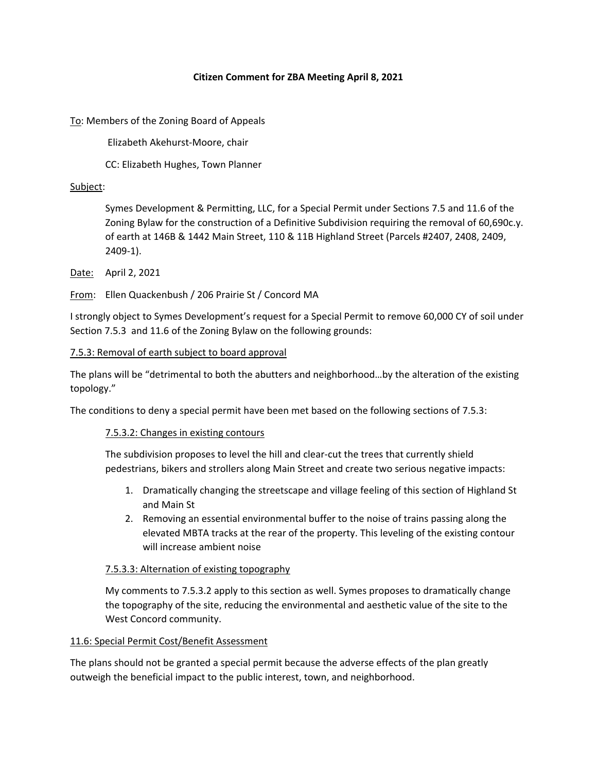**Citizen Comment for ZBA Meeting April 8, 2021**

To: Members of the Zoning Board of Appeals

Elizabeth Akehurst-Moore, chair

CC: Elizabeth Hughes, Town Planner

Subject:

Symes Development & Permitting, LLC, for a Special Permit under Sections 7.5 and 11.6 of the Zoning Bylaw for the construction of a Definitive Subdivision requiring the removal of 60,690c.y. of earth at 146B & 1442 Main Street, 110 & 11B Highland Street (Parcels #2407, 2408, 2409, 2409-1).

Date: April 2, 2021

From: Ellen Quackenbush / 206 Prairie St / Concord MA

I strongly object to Symes Development's request for a Special Permit to remove 60,000 CY of soil under Section 7.5.3 and 11.6 of the Zoning Bylaw on the following grounds:

7.5.3: Removal of earth subject to board approval

The plans will be "detrimental to both the abutters and neighborhood…by the alteration of the existing topology."

The conditions to deny a special permit have been met based on the following sections of 7.5.3:

7.5.3.2: Changes in existing contours

The subdivision proposes to level the hill and clear-cut the trees that currently shield pedestrians, bikers and strollers along Main Street and create two serious negative impacts:

1. Dramatically changing the streetscape and village feeling of this section of Highland St and Main St
2. Removing an essential environmental buffer to the noise of trains passing along the elevated MBTA tracks at the rear of the property. This leveling of the existing contour will increase ambient noise

7.5.3.3: Alternation of existing topography

My comments to 7.5.3.2 apply to this section as well. Symes proposes to dramatically change the topography of the site, reducing the environmental and aesthetic value of the site to the West Concord community.

11.6: Special Permit Cost/Benefit Assessment

The plans should not be granted a special permit because the adverse effects of the plan greatly outweigh the beneficial impact to the public interest, town, and neighborhood.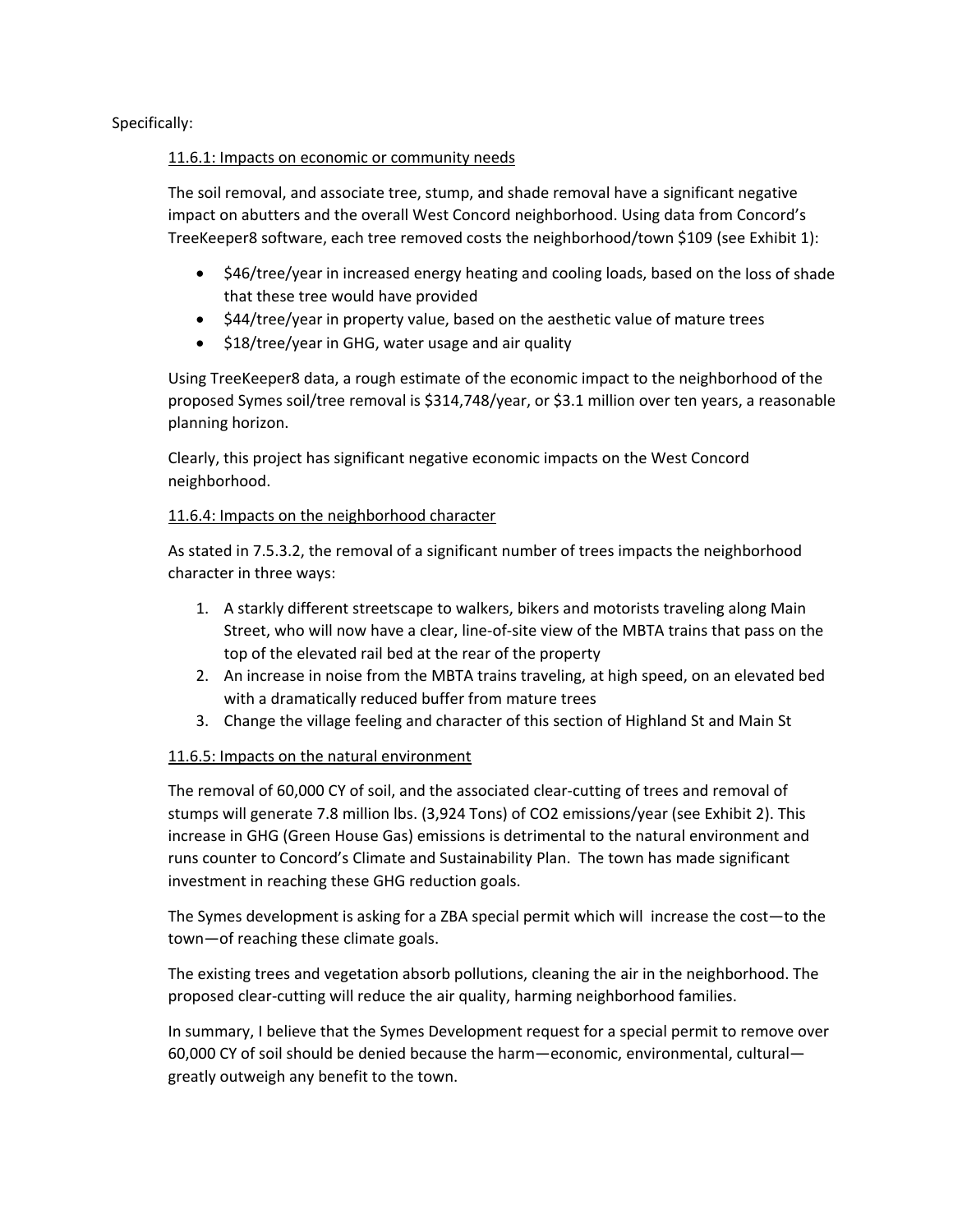Specifically:

11.6.1: Impacts on economic or community needs

The soil removal, and associate tree, stump, and shade removal have a significant negative impact on abutters and the overall West Concord neighborhood. Using data from Concord's TreeKeeper8 software, each tree removed costs the neighborhood/town $109 (see Exhibit 1):

- $46/tree/year in increased energy heating and cooling loads, based on the loss of shade that these tree would have provided
- $44/tree/year in property value, based on the aesthetic value of mature trees
- $18/tree/year in GHG, water usage and air quality

Using TreeKeeper8 data, a rough estimate of the economic impact to the neighborhood of the proposed Symes soil/tree removal is $314,748/year, or $3.1 million over ten years, a reasonable planning horizon.

Clearly, this project has significant negative economic impacts on the West Concord neighborhood.

11.6.4: Impacts on the neighborhood character

As stated in 7.5.3.2, the removal of a significant number of trees impacts the neighborhood character in three ways:

1. A starkly different streetscape to walkers, bikers and motorists traveling along Main Street, who will now have a clear, line-of-site view of the MBTA trains that pass on the top of the elevated rail bed at the rear of the property
2. An increase in noise from the MBTA trains traveling, at high speed, on an elevated bed with a dramatically reduced buffer from mature trees
3. Change the village feeling and character of this section of Highland St and Main St

11.6.5: Impacts on the natural environment

The removal of 60,000 CY of soil, and the associated clear-cutting of trees and removal of stumps will generate 7.8 million lbs. (3,924 Tons) of $CO_2$ emissions/year (see Exhibit 2). This increase in GHG (Green House Gas) emissions is detrimental to the natural environment and runs counter to Concord's Climate and Sustainability Plan. The town has made significant investment in reaching these GHG reduction goals.

The Symes development is asking for a ZBA special permit which will increase the cost—to the town—of reaching these climate goals.

The existing trees and vegetation absorb pollutions, cleaning the air in the neighborhood. The proposed clear-cutting will reduce the air quality, harming neighborhood families.

In summary, I believe that the Symes Development request for a special permit to remove over 60,000 CY of soil should be denied because the harm—economic, environmental, cultural—greatly outweigh any benefit to the town.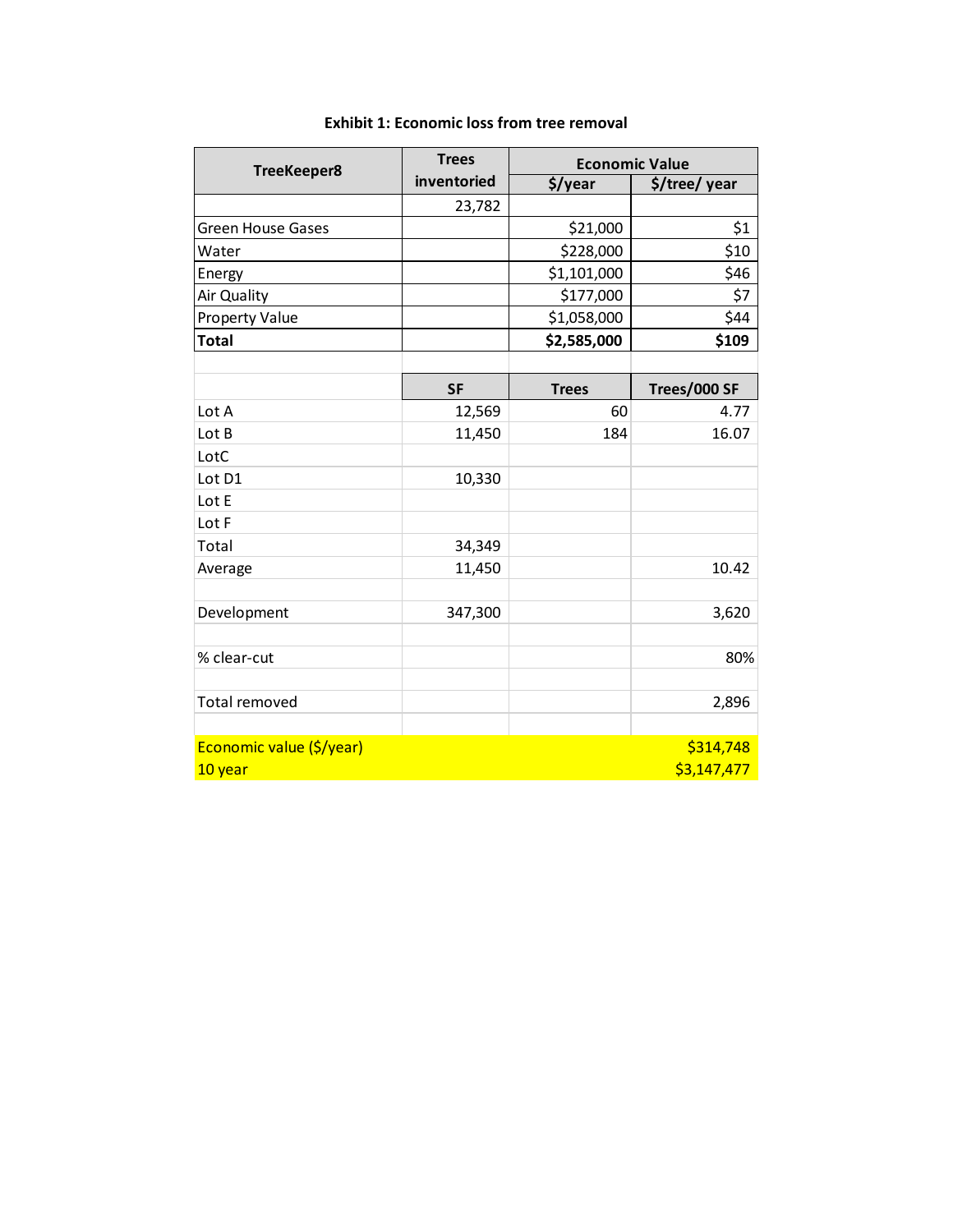**Exhibit 1: Economic loss from tree removal**

| TreeKeeper8 | Trees inventoried | Economic Value | |
|---|---|---|---|
| | | $/year | $/tree/ year |
| | 23,782 | | |
| Green House Gases | | $21,000 | $1 |
| Water | | $228,000 | $10 |
| Energy | | $1,101,000 | $46 |
| Air Quality | | $177,000 | $7 |
| Property Value | | $1,058,000 | $44 |
| **Total** | | **$2,585,000** | **$109** |
| | | | |
| | **SF** | **Trees** | **Trees/000 SF** |
| Lot A | 12,569 | 60 | 4.77 |
| Lot B | 11,450 | 184 | 16.07 |
| LotC | | | |
| Lot D1 | 10,330 | | |
| Lot E | | | |
| Lot F | | | |
| Total | 34,349 | | |
| Average | 11,450 | | 10.42 |
| | | | |
| Development | 347,300 | | 3,620 |
| | | | |
| % clear-cut | | | 80% |
| | | | |
| Total removed | | | 2,896 |
| | | | |
| Economic value ($/year) | | | $314,748 |
| 10 year | | | $3,147,477 |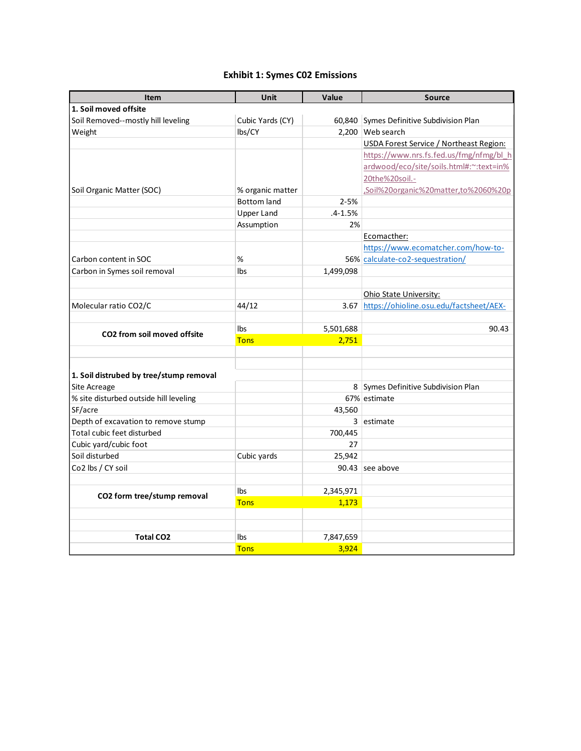## Exhibit 1: Symes C02 Emissions

| Item | Unit | Value | Source |
|---|---|---|---|
| **1. Soil moved offsite** | | | |
| Soil Removed--mostly hill leveling | Cubic Yards (CY) | 60,840 | Symes Definitive Subdivision Plan |
| Weight | lbs/CY | 2,200 | Web search |
| | | | USDA Forest Service / Northeast Region: |
| Soil Organic Matter (SOC) | % organic matter | | https://www.nrs.fs.fed.us/fmg/nfmg/bl_hardwood/eco/site/soils.html#:~:text=in%20the%20soil.-,Soil%20organic%20matter,to%2060%20p |
| | Bottom land | 2-5% | |
| | Upper Land | .4-1.5% | |
| | Assumption | 2% | |
| | | | Ecomacther: |
| Carbon content in SOC | % | 56% | https://www.ecomatcher.com/how-to-calculate-co2-sequestration/ |
| Carbon in Symes soil removal | lbs | 1,499,098 | |
| | | | |
| | | | Ohio State University: |
| Molecular ratio CO2/C | 44/12 | 3.67 | https://ohioline.osu.edu/factsheet/AEX- |
| | | | |
| **CO2 from soil moved offsite** | lbs | 5,501,688 | 90.43 |
| | Tons | 2,751 | |
| | | | |
| | | | |
| **1. Soil distrubed by tree/stump removal** | | | |
| Site Acreage | | 8 | Symes Definitive Subdivision Plan |
| % site disturbed outside hill leveling | | 67% | estimate |
| SF/acre | | 43,560 | |
| Depth of excavation to remove stump | | 3 | estimate |
| Total cubic feet disturbed | | 700,445 | |
| Cubic yard/cubic foot | | 27 | |
| Soil disturbed | Cubic yards | 25,942 | |
| Co2 lbs / CY soil | | 90.43 | see above |
| | | | |
| **CO2 form tree/stump removal** | lbs | 2,345,971 | |
| | Tons | 1,173 | |
| | | | |
| | | | |
| **Total CO2** | lbs | 7,847,659 | |
| | Tons | 3,924 | |